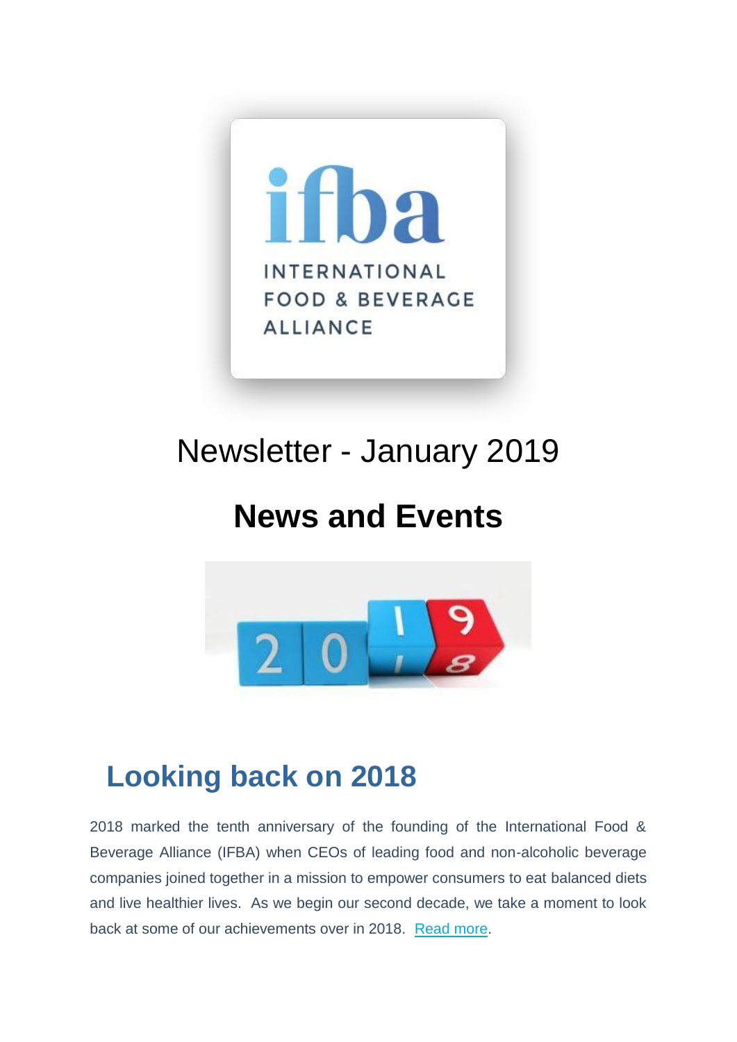# Newsletter - January 2019

## News and Events

### Looking back on 2018

2018 marked the tenth anniversary of the founding of the International Food & Beverage Alliance (IFBA) when CEOs of leading food and non-alcoholic beverage companies joined together in a mission to empower consumers to eat balanced diets and live healthier lives. As we begin our second decade, we take a moment to look back at some of our achievements over in 2018. Read more.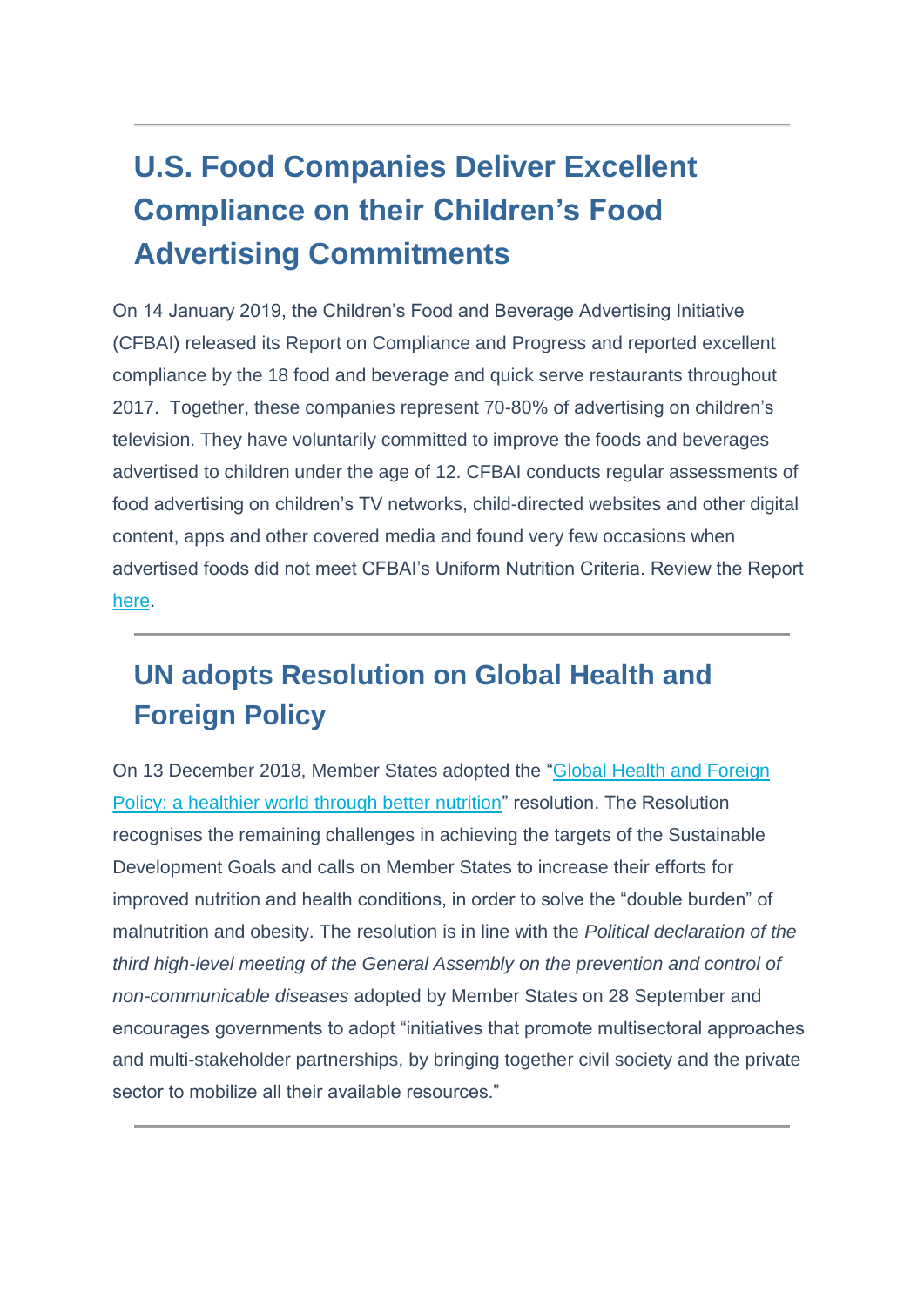---

## U.S. Food Companies Deliver Excellent Compliance on their Children's Food Advertising Commitments

On 14 January 2019, the Children's Food and Beverage Advertising Initiative (CFBAI) released its Report on Compliance and Progress and reported excellent compliance by the 18 food and beverage and quick serve restaurants throughout 2017. Together, these companies represent 70-80% of advertising on children's television. They have voluntarily committed to improve the foods and beverages advertised to children under the age of 12. CFBAI conducts regular assessments of food advertising on children's TV networks, child-directed websites and other digital content, apps and other covered media and found very few occasions when advertised foods did not meet CFBAI's Uniform Nutrition Criteria. Review the Report here.

---

## UN adopts Resolution on Global Health and Foreign Policy

On 13 December 2018, Member States adopted the "Global Health and Foreign Policy: a healthier world through better nutrition" resolution. The Resolution recognises the remaining challenges in achieving the targets of the Sustainable Development Goals and calls on Member States to increase their efforts for improved nutrition and health conditions, in order to solve the "double burden" of malnutrition and obesity. The resolution is in line with the *Political declaration of the third high-level meeting of the General Assembly on the prevention and control of non-communicable diseases* adopted by Member States on 28 September and encourages governments to adopt "initiatives that promote multisectoral approaches and multi-stakeholder partnerships, by bringing together civil society and the private sector to mobilize all their available resources."

---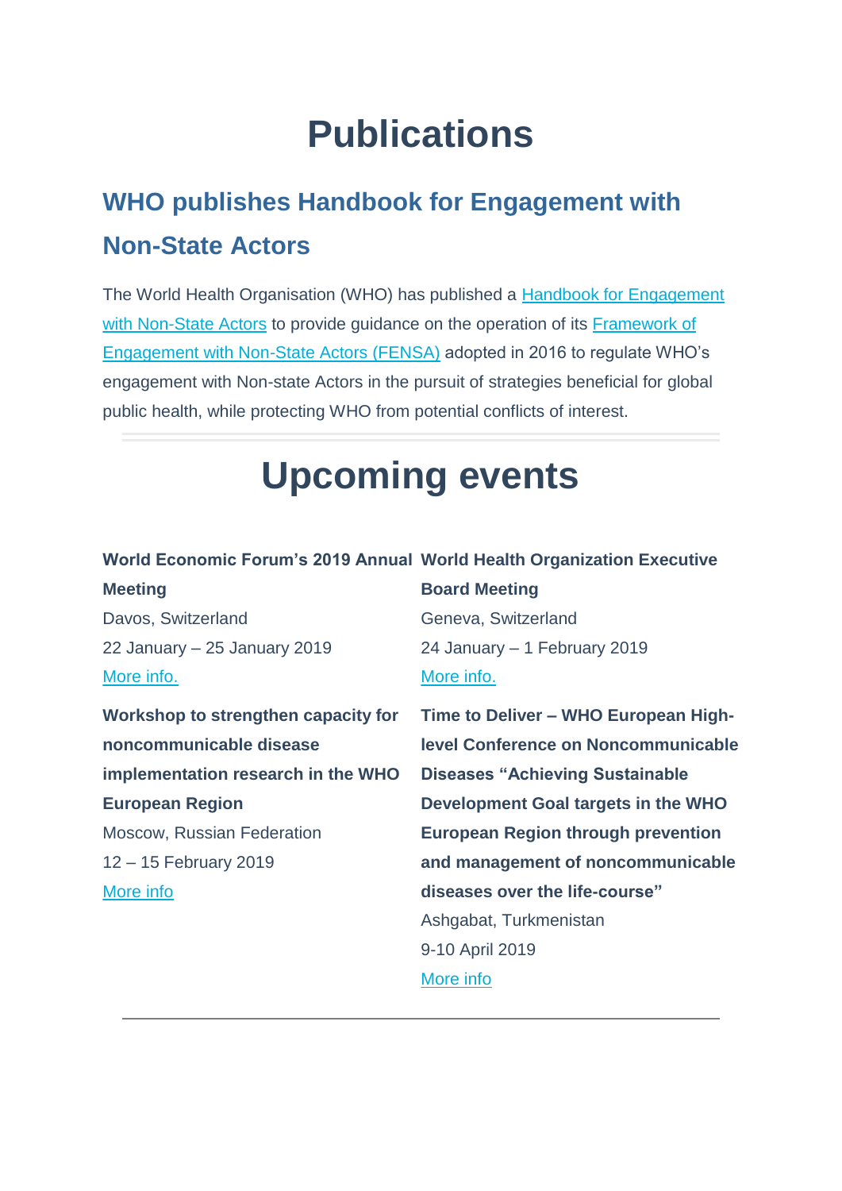# Publications

## WHO publishes Handbook for Engagement with Non-State Actors

The World Health Organisation (WHO) has published a Handbook for Engagement with Non-State Actors to provide guidance on the operation of its Framework of Engagement with Non-State Actors (FENSA) adopted in 2016 to regulate WHO's engagement with Non-state Actors in the pursuit of strategies beneficial for global public health, while protecting WHO from potential conflicts of interest.

---

# Upcoming events

**World Economic Forum's 2019 Annual Meeting**
Davos, Switzerland
22 January – 25 January 2019
More info.

**World Health Organization Executive Board Meeting**
Geneva, Switzerland
24 January – 1 February 2019
More info.

**Workshop to strengthen capacity for noncommunicable disease implementation research in the WHO European Region**
Moscow, Russian Federation
12 – 15 February 2019
More info

**Time to Deliver – WHO European High-level Conference on Noncommunicable Diseases "Achieving Sustainable Development Goal targets in the WHO European Region through prevention and management of noncommunicable diseases over the life-course"**
Ashgabat, Turkmenistan
9-10 April 2019
More info

---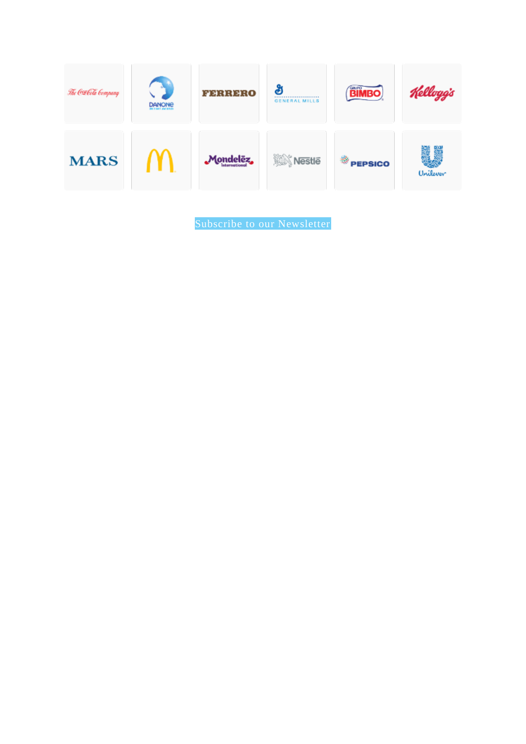Subscribe to our Newsletter